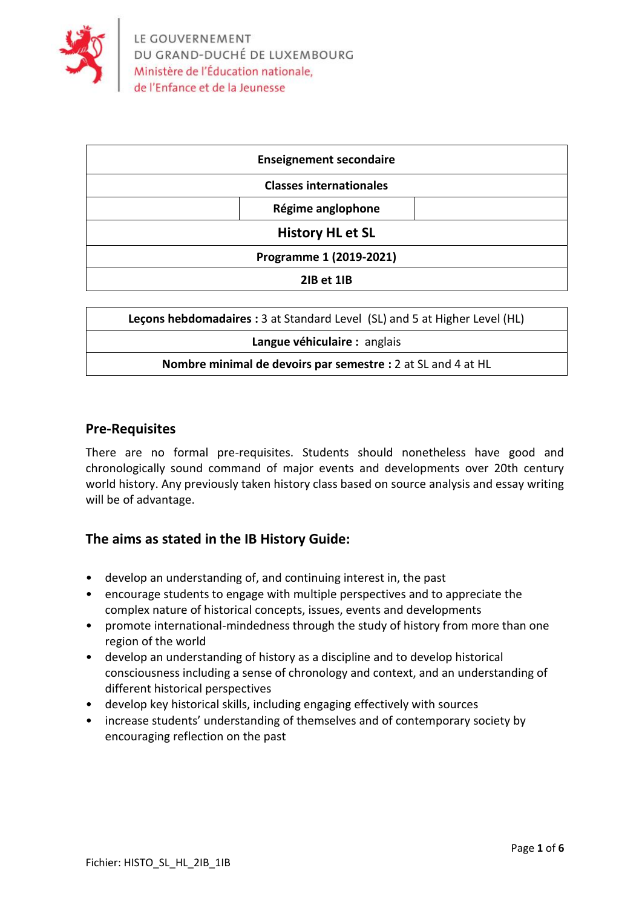LE GOUVERNEMENT
DU GRAND-DUCHÉ DE LUXEMBOURG
Ministère de l'Éducation nationale,
de l'Enfance et de la Jeunesse

| Enseignement secondaire |
|---|
| Classes internationales |
| Régime anglophone |
| History HL et SL |
| Programme 1 (2019-2021) |
| 2IB et 1IB |

| **Leçons hebdomadaires :** 3 at Standard Level (SL) and 5 at Higher Level (HL) |
|---|
| **Langue véhiculaire :** anglais |
| **Nombre minimal de devoirs par semestre :** 2 at SL and 4 at HL |

## Pre-Requisites

There are no formal pre-requisites. Students should nonetheless have good and chronologically sound command of major events and developments over 20th century world history. Any previously taken history class based on source analysis and essay writing will be of advantage.

## The aims as stated in the IB History Guide:

- develop an understanding of, and continuing interest in, the past
- encourage students to engage with multiple perspectives and to appreciate the complex nature of historical concepts, issues, events and developments
- promote international-mindedness through the study of history from more than one region of the world
- develop an understanding of history as a discipline and to develop historical consciousness including a sense of chronology and context, and an understanding of different historical perspectives
- develop key historical skills, including engaging effectively with sources
- increase students' understanding of themselves and of contemporary society by encouraging reflection on the past

Fichier: HISTO_SL_HL_2IB_1IB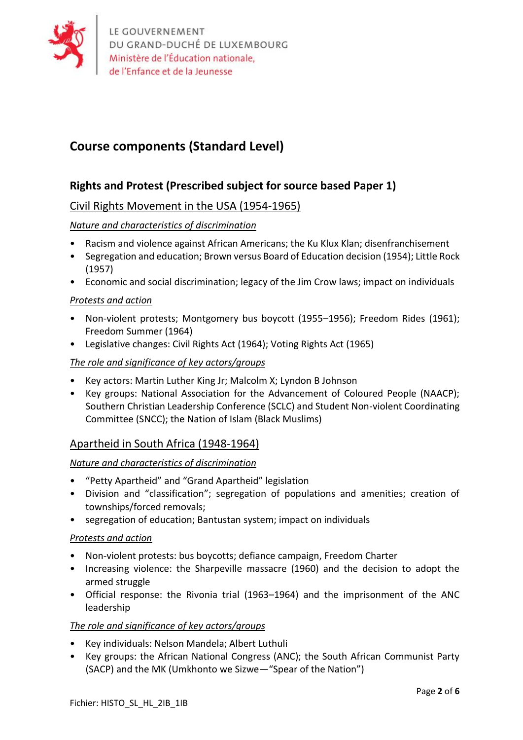## Course components (Standard Level)

### Rights and Protest (Prescribed subject for source based Paper 1)

#### Civil Rights Movement in the USA (1954-1965)

*Nature and characteristics of discrimination*

- Racism and violence against African Americans; the Ku Klux Klan; disenfranchisement
- Segregation and education; Brown versus Board of Education decision (1954); Little Rock (1957)
- Economic and social discrimination; legacy of the Jim Crow laws; impact on individuals

*Protests and action*

- Non-violent protests; Montgomery bus boycott (1955–1956); Freedom Rides (1961); Freedom Summer (1964)
- Legislative changes: Civil Rights Act (1964); Voting Rights Act (1965)

*The role and significance of key actors/groups*

- Key actors: Martin Luther King Jr; Malcolm X; Lyndon B Johnson
- Key groups: National Association for the Advancement of Coloured People (NAACP); Southern Christian Leadership Conference (SCLC) and Student Non-violent Coordinating Committee (SNCC); the Nation of Islam (Black Muslims)

#### Apartheid in South Africa (1948-1964)

*Nature and characteristics of discrimination*

- "Petty Apartheid" and "Grand Apartheid" legislation
- Division and "classification"; segregation of populations and amenities; creation of townships/forced removals;
- segregation of education; Bantustan system; impact on individuals

*Protests and action*

- Non-violent protests: bus boycotts; defiance campaign, Freedom Charter
- Increasing violence: the Sharpeville massacre (1960) and the decision to adopt the armed struggle
- Official response: the Rivonia trial (1963–1964) and the imprisonment of the ANC leadership

*The role and significance of key actors/groups*

- Key individuals: Nelson Mandela; Albert Luthuli
- Key groups: the African National Congress (ANC); the South African Communist Party (SACP) and the MK (Umkhonto we Sizwe—"Spear of the Nation")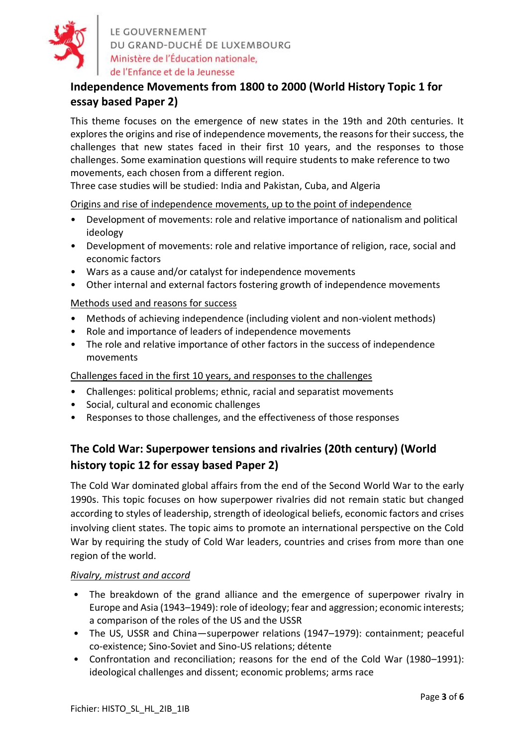## Independence Movements from 1800 to 2000 (World History Topic 1 for essay based Paper 2)

This theme focuses on the emergence of new states in the 19th and 20th centuries. It explores the origins and rise of independence movements, the reasons for their success, the challenges that new states faced in their first 10 years, and the responses to those challenges. Some examination questions will require students to make reference to two movements, each chosen from a different region.
Three case studies will be studied: India and Pakistan, Cuba, and Algeria

Origins and rise of independence movements, up to the point of independence

- Development of movements: role and relative importance of nationalism and political ideology
- Development of movements: role and relative importance of religion, race, social and economic factors
- Wars as a cause and/or catalyst for independence movements
- Other internal and external factors fostering growth of independence movements

Methods used and reasons for success

- Methods of achieving independence (including violent and non-violent methods)
- Role and importance of leaders of independence movements
- The role and relative importance of other factors in the success of independence movements

Challenges faced in the first 10 years, and responses to the challenges

- Challenges: political problems; ethnic, racial and separatist movements
- Social, cultural and economic challenges
- Responses to those challenges, and the effectiveness of those responses

## The Cold War: Superpower tensions and rivalries (20th century) (World history topic 12 for essay based Paper 2)

The Cold War dominated global affairs from the end of the Second World War to the early 1990s. This topic focuses on how superpower rivalries did not remain static but changed according to styles of leadership, strength of ideological beliefs, economic factors and crises involving client states. The topic aims to promote an international perspective on the Cold War by requiring the study of Cold War leaders, countries and crises from more than one region of the world.

*Rivalry, mistrust and accord*

- The breakdown of the grand alliance and the emergence of superpower rivalry in Europe and Asia (1943–1949): role of ideology; fear and aggression; economic interests; a comparison of the roles of the US and the USSR
- The US, USSR and China—superpower relations (1947–1979): containment; peaceful co-existence; Sino-Soviet and Sino-US relations; détente
- Confrontation and reconciliation; reasons for the end of the Cold War (1980–1991): ideological challenges and dissent; economic problems; arms race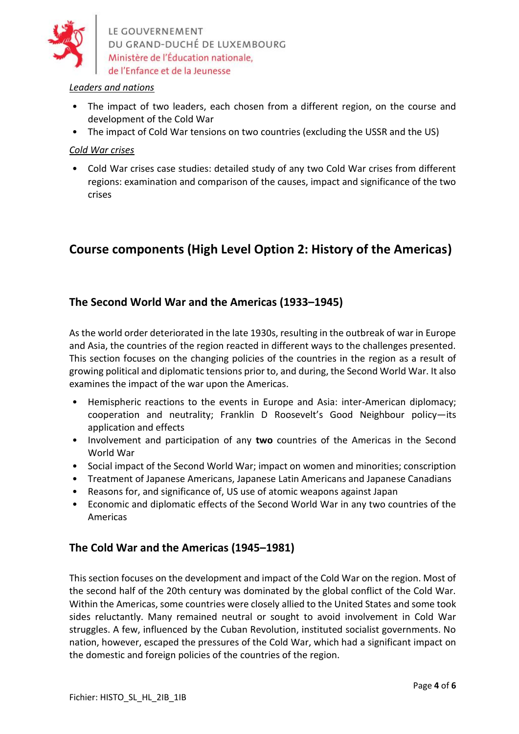*Leaders and nations*

- The impact of two leaders, each chosen from a different region, on the course and development of the Cold War
- The impact of Cold War tensions on two countries (excluding the USSR and the US)

*Cold War crises*

- Cold War crises case studies: detailed study of any two Cold War crises from different regions: examination and comparison of the causes, impact and significance of the two crises

## Course components (High Level Option 2: History of the Americas)

### The Second World War and the Americas (1933–1945)

As the world order deteriorated in the late 1930s, resulting in the outbreak of war in Europe and Asia, the countries of the region reacted in different ways to the challenges presented. This section focuses on the changing policies of the countries in the region as a result of growing political and diplomatic tensions prior to, and during, the Second World War. It also examines the impact of the war upon the Americas.

- Hemispheric reactions to the events in Europe and Asia: inter-American diplomacy; cooperation and neutrality; Franklin D Roosevelt's Good Neighbour policy—its application and effects
- Involvement and participation of any **two** countries of the Americas in the Second World War
- Social impact of the Second World War; impact on women and minorities; conscription
- Treatment of Japanese Americans, Japanese Latin Americans and Japanese Canadians
- Reasons for, and significance of, US use of atomic weapons against Japan
- Economic and diplomatic effects of the Second World War in any two countries of the Americas

### The Cold War and the Americas (1945–1981)

This section focuses on the development and impact of the Cold War on the region. Most of the second half of the 20th century was dominated by the global conflict of the Cold War. Within the Americas, some countries were closely allied to the United States and some took sides reluctantly. Many remained neutral or sought to avoid involvement in Cold War struggles. A few, influenced by the Cuban Revolution, instituted socialist governments. No nation, however, escaped the pressures of the Cold War, which had a significant impact on the domestic and foreign policies of the countries of the region.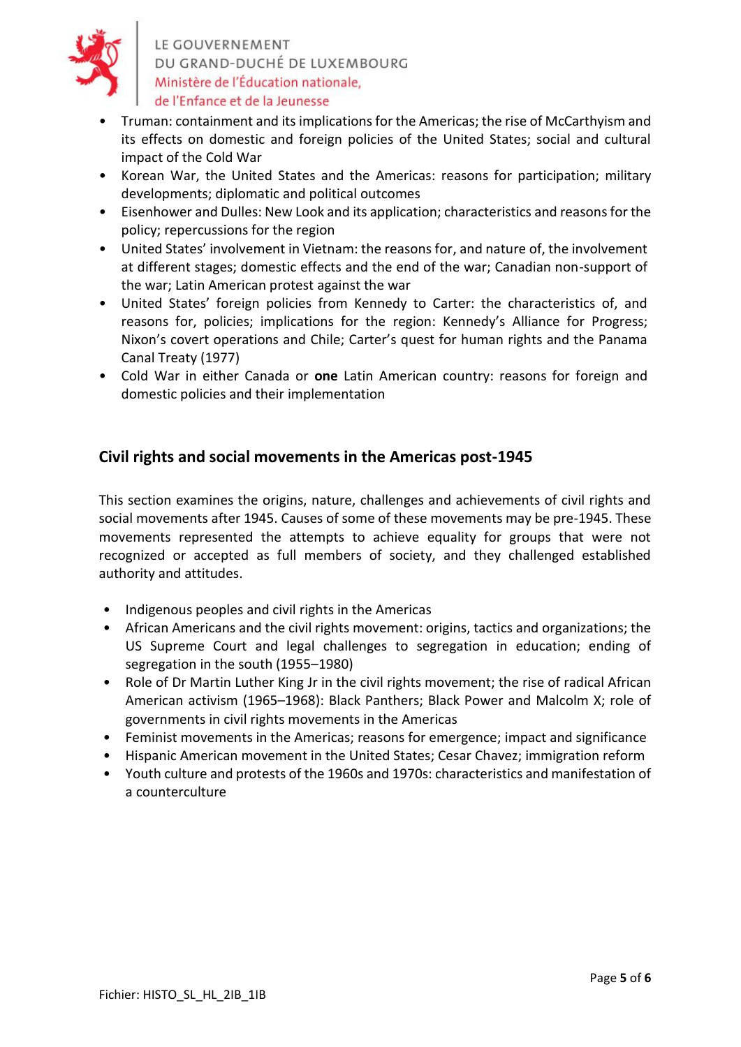- Truman: containment and its implications for the Americas; the rise of McCarthyism and its effects on domestic and foreign policies of the United States; social and cultural impact of the Cold War
- Korean War, the United States and the Americas: reasons for participation; military developments; diplomatic and political outcomes
- Eisenhower and Dulles: New Look and its application; characteristics and reasons for the policy; repercussions for the region
- United States' involvement in Vietnam: the reasons for, and nature of, the involvement at different stages; domestic effects and the end of the war; Canadian non-support of the war; Latin American protest against the war
- United States' foreign policies from Kennedy to Carter: the characteristics of, and reasons for, policies; implications for the region: Kennedy's Alliance for Progress; Nixon's covert operations and Chile; Carter's quest for human rights and the Panama Canal Treaty (1977)
- Cold War in either Canada or **one** Latin American country: reasons for foreign and domestic policies and their implementation

## Civil rights and social movements in the Americas post-1945

This section examines the origins, nature, challenges and achievements of civil rights and social movements after 1945. Causes of some of these movements may be pre-1945. These movements represented the attempts to achieve equality for groups that were not recognized or accepted as full members of society, and they challenged established authority and attitudes.

- Indigenous peoples and civil rights in the Americas
- African Americans and the civil rights movement: origins, tactics and organizations; the US Supreme Court and legal challenges to segregation in education; ending of segregation in the south (1955–1980)
- Role of Dr Martin Luther King Jr in the civil rights movement; the rise of radical African American activism (1965–1968): Black Panthers; Black Power and Malcolm X; role of governments in civil rights movements in the Americas
- Feminist movements in the Americas; reasons for emergence; impact and significance
- Hispanic American movement in the United States; Cesar Chavez; immigration reform
- Youth culture and protests of the 1960s and 1970s: characteristics and manifestation of a counterculture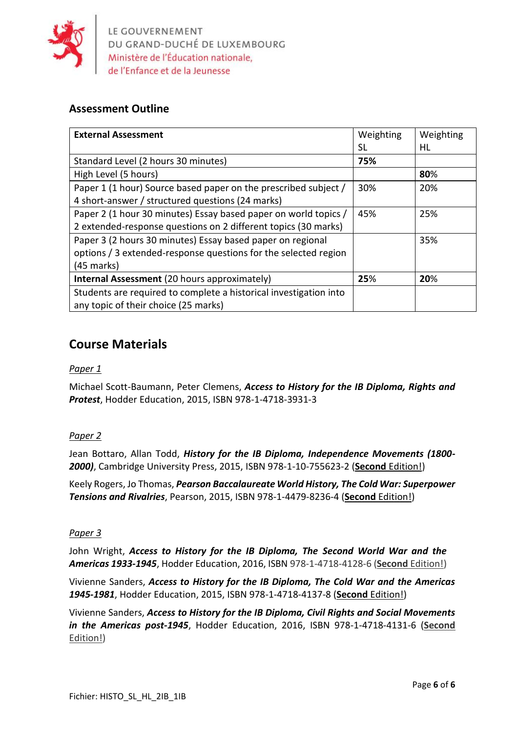LE GOUVERNEMENT
DU GRAND-DUCHÉ DE LUXEMBOURG
Ministère de l'Éducation nationale,
de l'Enfance et de la Jeunesse

### Assessment Outline

| **External Assessment** | Weighting SL | Weighting HL |
|---|---|---|
| Standard Level (2 hours 30 minutes) | **75%** | |
| High Level (5 hours) | | **80%** |
| Paper 1 (1 hour) Source based paper on the prescribed subject / 4 short-answer / structured questions (24 marks) | 30% | 20% |
| Paper 2 (1 hour 30 minutes) Essay based paper on world topics / 2 extended-response questions on 2 different topics (30 marks) | 45% | 25% |
| Paper 3 (2 hours 30 minutes) Essay based paper on regional options / 3 extended-response questions for the selected region (45 marks) | | 35% |
| **Internal Assessment** (20 hours approximately) | **25**% | **20**% |
| Students are required to complete a historical investigation into any topic of their choice (25 marks) | | |

## Course Materials

*Paper 1*

Michael Scott-Baumann, Peter Clemens, ***Access to History for the IB Diploma, Rights and Protest***, Hodder Education, 2015, ISBN 978-1-4718-3931-3

*Paper 2*

Jean Bottaro, Allan Todd, ***History for the IB Diploma, Independence Movements (1800-2000)***, Cambridge University Press, 2015, ISBN 978-1-10-755623-2 (**Second** Edition!)

Keely Rogers, Jo Thomas, ***Pearson Baccalaureate World History, The Cold War: Superpower Tensions and Rivalries***, Pearson, 2015, ISBN 978-1-4479-8236-4 (**Second** Edition!)

*Paper 3*

John Wright, ***Access to History for the IB Diploma, The Second World War and the Americas 1933-1945***, Hodder Education, 2016, ISBN 978-1-4718-4128-6 (**Second** Edition!)

Vivienne Sanders, ***Access to History for the IB Diploma, The Cold War and the Americas 1945-1981***, Hodder Education, 2015, ISBN 978-1-4718-4137-8 (**Second** Edition!)

Vivienne Sanders, ***Access to History for the IB Diploma, Civil Rights and Social Movements in the Americas post-1945***, Hodder Education, 2016, ISBN 978-1-4718-4131-6 (**Second** Edition!)

Fichier: HISTO_SL_HL_2IB_1IB